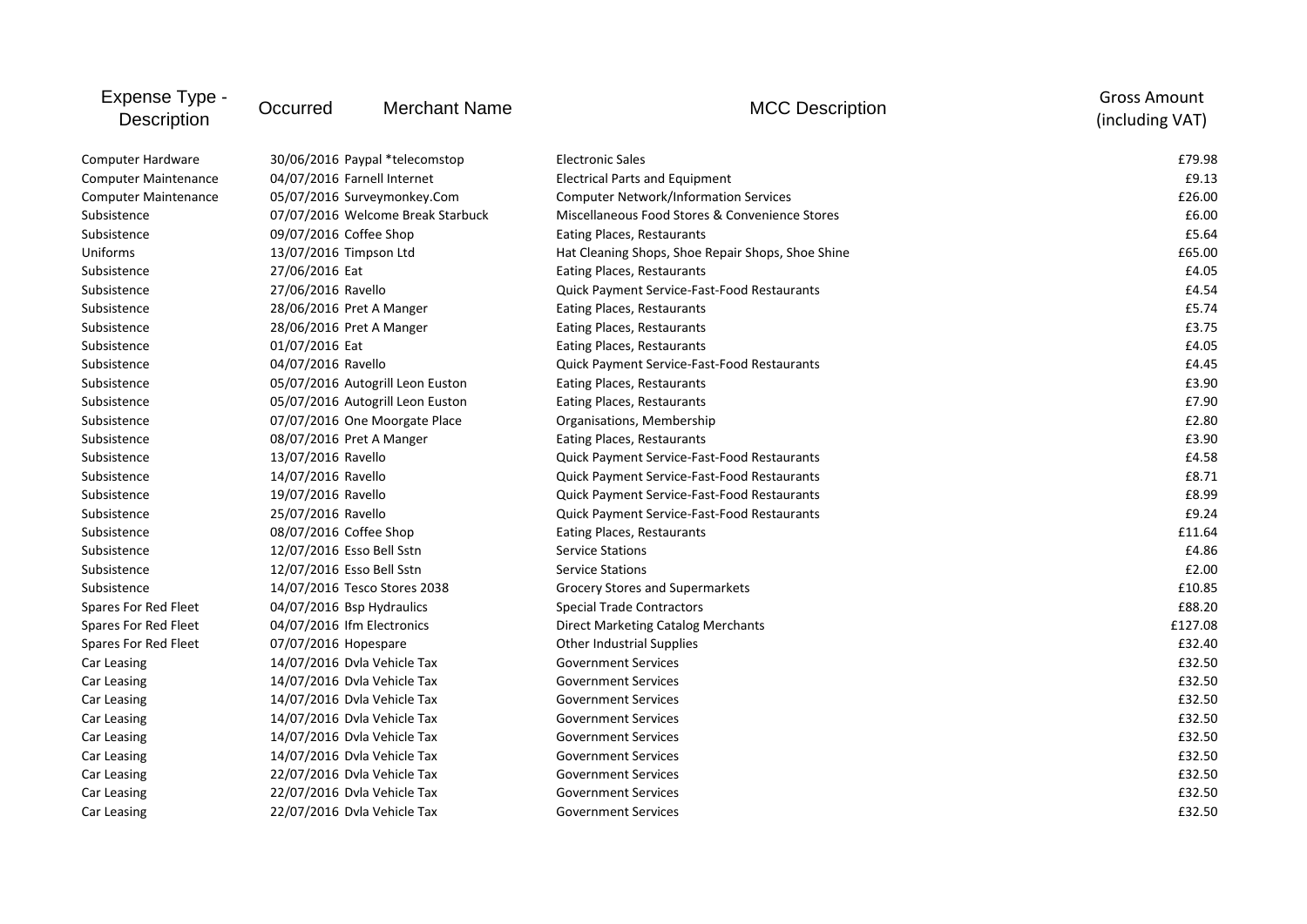| Expense Type - Description | Occurred | Merchant Name | MCC Description | Gross Amount (including VAT) |
|---|---|---|---|---|
| Computer Hardware | 30/06/2016 | Paypal *telecomstop | Electronic Sales | £79.98 |
| Computer Maintenance | 04/07/2016 | Farnell Internet | Electrical Parts and Equipment | £9.13 |
| Computer Maintenance | 05/07/2016 | Surveymonkey.Com | Computer Network/Information Services | £26.00 |
| Subsistence | 07/07/2016 | Welcome Break Starbuck | Miscellaneous Food Stores & Convenience Stores | £6.00 |
| Subsistence | 09/07/2016 | Coffee Shop | Eating Places, Restaurants | £5.64 |
| Uniforms | 13/07/2016 | Timpson Ltd | Hat Cleaning Shops, Shoe Repair Shops, Shoe Shine | £65.00 |
| Subsistence | 27/06/2016 | Eat | Eating Places, Restaurants | £4.05 |
| Subsistence | 27/06/2016 | Ravello | Quick Payment Service-Fast-Food Restaurants | £4.54 |
| Subsistence | 28/06/2016 | Pret A Manger | Eating Places, Restaurants | £5.74 |
| Subsistence | 28/06/2016 | Pret A Manger | Eating Places, Restaurants | £3.75 |
| Subsistence | 01/07/2016 | Eat | Eating Places, Restaurants | £4.05 |
| Subsistence | 04/07/2016 | Ravello | Quick Payment Service-Fast-Food Restaurants | £4.45 |
| Subsistence | 05/07/2016 | Autogrill Leon Euston | Eating Places, Restaurants | £3.90 |
| Subsistence | 05/07/2016 | Autogrill Leon Euston | Eating Places, Restaurants | £7.90 |
| Subsistence | 07/07/2016 | One Moorgate Place | Organisations, Membership | £2.80 |
| Subsistence | 08/07/2016 | Pret A Manger | Eating Places, Restaurants | £3.90 |
| Subsistence | 13/07/2016 | Ravello | Quick Payment Service-Fast-Food Restaurants | £4.58 |
| Subsistence | 14/07/2016 | Ravello | Quick Payment Service-Fast-Food Restaurants | £8.71 |
| Subsistence | 19/07/2016 | Ravello | Quick Payment Service-Fast-Food Restaurants | £8.99 |
| Subsistence | 25/07/2016 | Ravello | Quick Payment Service-Fast-Food Restaurants | £9.24 |
| Subsistence | 08/07/2016 | Coffee Shop | Eating Places, Restaurants | £11.64 |
| Subsistence | 12/07/2016 | Esso Bell Sstn | Service Stations | £4.86 |
| Subsistence | 12/07/2016 | Esso Bell Sstn | Service Stations | £2.00 |
| Subsistence | 14/07/2016 | Tesco Stores 2038 | Grocery Stores and Supermarkets | £10.85 |
| Spares For Red Fleet | 04/07/2016 | Bsp Hydraulics | Special Trade Contractors | £88.20 |
| Spares For Red Fleet | 04/07/2016 | Ifm Electronics | Direct Marketing Catalog Merchants | £127.08 |
| Spares For Red Fleet | 07/07/2016 | Hopespare | Other Industrial Supplies | £32.40 |
| Car Leasing | 14/07/2016 | Dvla Vehicle Tax | Government Services | £32.50 |
| Car Leasing | 14/07/2016 | Dvla Vehicle Tax | Government Services | £32.50 |
| Car Leasing | 14/07/2016 | Dvla Vehicle Tax | Government Services | £32.50 |
| Car Leasing | 14/07/2016 | Dvla Vehicle Tax | Government Services | £32.50 |
| Car Leasing | 14/07/2016 | Dvla Vehicle Tax | Government Services | £32.50 |
| Car Leasing | 14/07/2016 | Dvla Vehicle Tax | Government Services | £32.50 |
| Car Leasing | 22/07/2016 | Dvla Vehicle Tax | Government Services | £32.50 |
| Car Leasing | 22/07/2016 | Dvla Vehicle Tax | Government Services | £32.50 |
| Car Leasing | 22/07/2016 | Dvla Vehicle Tax | Government Services | £32.50 |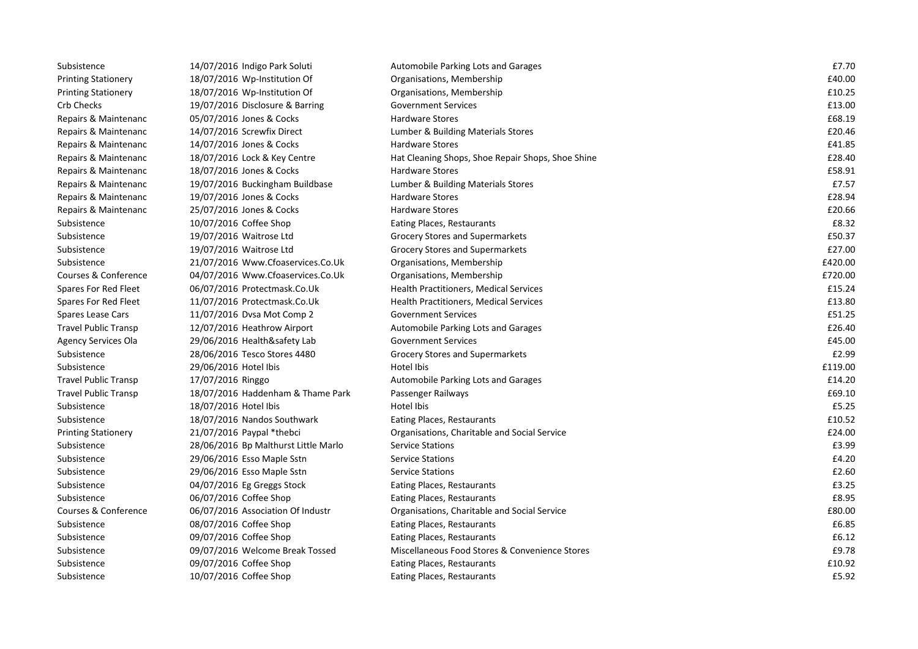| | | | | |
|---|---|---|---|---|
| Subsistence | 14/07/2016 | Indigo Park Soluti | Automobile Parking Lots and Garages | £7.70 |
| Printing Stationery | 18/07/2016 | Wp-Institution Of | Organisations, Membership | £40.00 |
| Printing Stationery | 18/07/2016 | Wp-Institution Of | Organisations, Membership | £10.25 |
| Crb Checks | 19/07/2016 | Disclosure & Barring | Government Services | £13.00 |
| Repairs & Maintenanc | 05/07/2016 | Jones & Cocks | Hardware Stores | £68.19 |
| Repairs & Maintenanc | 14/07/2016 | Screwfix Direct | Lumber & Building Materials Stores | £20.46 |
| Repairs & Maintenanc | 14/07/2016 | Jones & Cocks | Hardware Stores | £41.85 |
| Repairs & Maintenanc | 18/07/2016 | Lock & Key Centre | Hat Cleaning Shops, Shoe Repair Shops, Shoe Shine | £28.40 |
| Repairs & Maintenanc | 18/07/2016 | Jones & Cocks | Hardware Stores | £58.91 |
| Repairs & Maintenanc | 19/07/2016 | Buckingham Buildbase | Lumber & Building Materials Stores | £7.57 |
| Repairs & Maintenanc | 19/07/2016 | Jones & Cocks | Hardware Stores | £28.94 |
| Repairs & Maintenanc | 25/07/2016 | Jones & Cocks | Hardware Stores | £20.66 |
| Subsistence | 10/07/2016 | Coffee Shop | Eating Places, Restaurants | £8.32 |
| Subsistence | 19/07/2016 | Waitrose Ltd | Grocery Stores and Supermarkets | £50.37 |
| Subsistence | 19/07/2016 | Waitrose Ltd | Grocery Stores and Supermarkets | £27.00 |
| Subsistence | 21/07/2016 | Www.Cfoaservices.Co.Uk | Organisations, Membership | £420.00 |
| Courses & Conference | 04/07/2016 | Www.Cfoaservices.Co.Uk | Organisations, Membership | £720.00 |
| Spares For Red Fleet | 06/07/2016 | Protectmask.Co.Uk | Health Practitioners, Medical Services | £15.24 |
| Spares For Red Fleet | 11/07/2016 | Protectmask.Co.Uk | Health Practitioners, Medical Services | £13.80 |
| Spares Lease Cars | 11/07/2016 | Dvsa Mot Comp 2 | Government Services | £51.25 |
| Travel Public Transp | 12/07/2016 | Heathrow Airport | Automobile Parking Lots and Garages | £26.40 |
| Agency Services Ola | 29/06/2016 | Health&safety Lab | Government Services | £45.00 |
| Subsistence | 28/06/2016 | Tesco Stores 4480 | Grocery Stores and Supermarkets | £2.99 |
| Subsistence | 29/06/2016 | Hotel Ibis | Hotel Ibis | £119.00 |
| Travel Public Transp | 17/07/2016 | Ringgo | Automobile Parking Lots and Garages | £14.20 |
| Travel Public Transp | 18/07/2016 | Haddenham & Thame Park | Passenger Railways | £69.10 |
| Subsistence | 18/07/2016 | Hotel Ibis | Hotel Ibis | £5.25 |
| Subsistence | 18/07/2016 | Nandos Southwark | Eating Places, Restaurants | £10.52 |
| Printing Stationery | 21/07/2016 | Paypal *thebci | Organisations, Charitable and Social Service | £24.00 |
| Subsistence | 28/06/2016 | Bp Malthurst Little Marlo | Service Stations | £3.99 |
| Subsistence | 29/06/2016 | Esso Maple Sstn | Service Stations | £4.20 |
| Subsistence | 29/06/2016 | Esso Maple Sstn | Service Stations | £2.60 |
| Subsistence | 04/07/2016 | Eg Greggs Stock | Eating Places, Restaurants | £3.25 |
| Subsistence | 06/07/2016 | Coffee Shop | Eating Places, Restaurants | £8.95 |
| Courses & Conference | 06/07/2016 | Association Of Industr | Organisations, Charitable and Social Service | £80.00 |
| Subsistence | 08/07/2016 | Coffee Shop | Eating Places, Restaurants | £6.85 |
| Subsistence | 09/07/2016 | Coffee Shop | Eating Places, Restaurants | £6.12 |
| Subsistence | 09/07/2016 | Welcome Break Tossed | Miscellaneous Food Stores & Convenience Stores | £9.78 |
| Subsistence | 09/07/2016 | Coffee Shop | Eating Places, Restaurants | £10.92 |
| Subsistence | 10/07/2016 | Coffee Shop | Eating Places, Restaurants | £5.92 |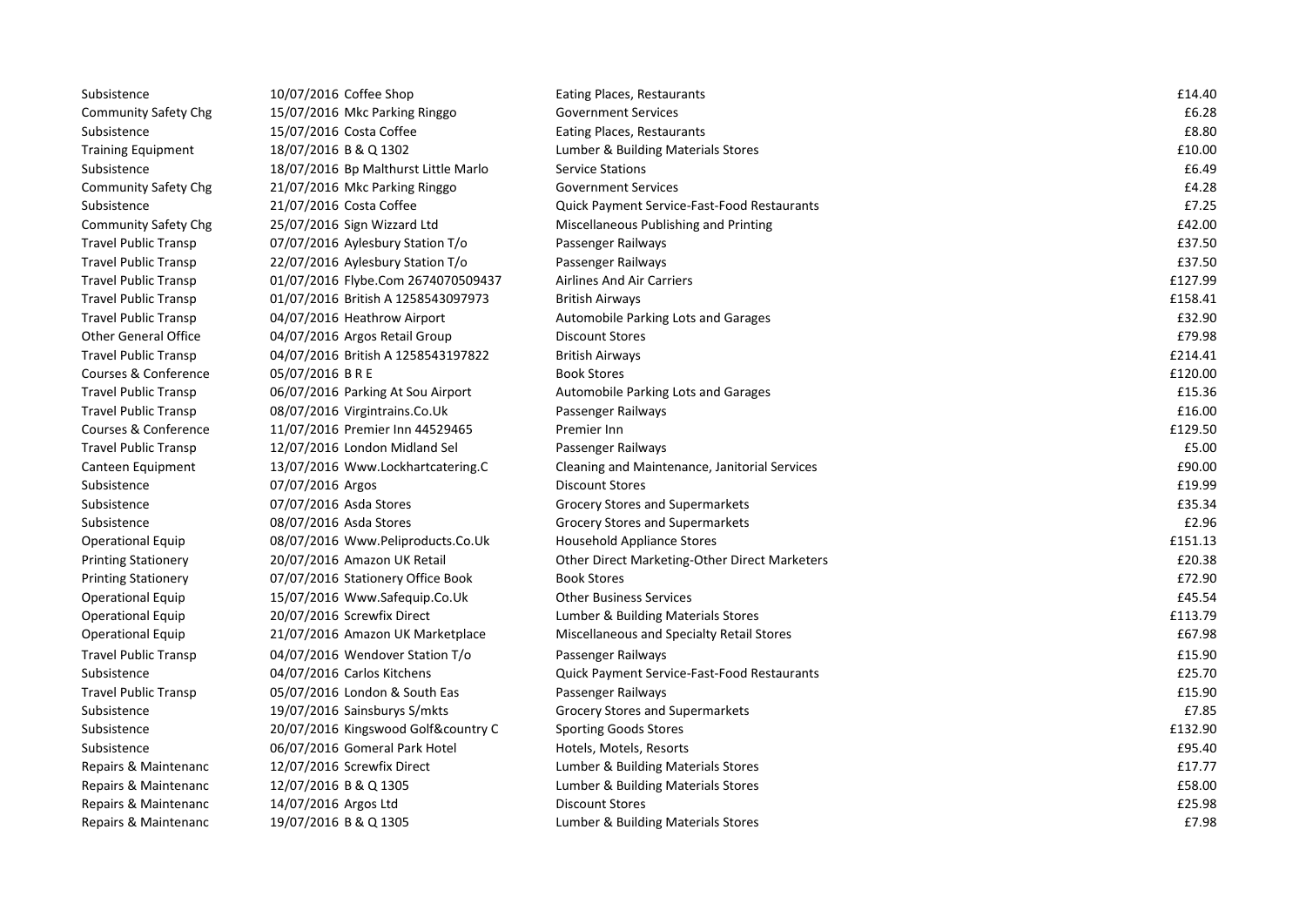| | | | | |
|---|---|---|---|---|
| Subsistence | 10/07/2016 | Coffee Shop | Eating Places, Restaurants | £14.40 |
| Community Safety Chg | 15/07/2016 | Mkc Parking Ringgo | Government Services | £6.28 |
| Subsistence | 15/07/2016 | Costa Coffee | Eating Places, Restaurants | £8.80 |
| Training Equipment | 18/07/2016 | B & Q 1302 | Lumber & Building Materials Stores | £10.00 |
| Subsistence | 18/07/2016 | Bp Malthurst Little Marlo | Service Stations | £6.49 |
| Community Safety Chg | 21/07/2016 | Mkc Parking Ringgo | Government Services | £4.28 |
| Subsistence | 21/07/2016 | Costa Coffee | Quick Payment Service-Fast-Food Restaurants | £7.25 |
| Community Safety Chg | 25/07/2016 | Sign Wizzard Ltd | Miscellaneous Publishing and Printing | £42.00 |
| Travel Public Transp | 07/07/2016 | Aylesbury Station T/o | Passenger Railways | £37.50 |
| Travel Public Transp | 22/07/2016 | Aylesbury Station T/o | Passenger Railways | £37.50 |
| Travel Public Transp | 01/07/2016 | Flybe.Com 2674070509437 | Airlines And Air Carriers | £127.99 |
| Travel Public Transp | 01/07/2016 | British A 1258543097973 | British Airways | £158.41 |
| Travel Public Transp | 04/07/2016 | Heathrow Airport | Automobile Parking Lots and Garages | £32.90 |
| Other General Office | 04/07/2016 | Argos Retail Group | Discount Stores | £79.98 |
| Travel Public Transp | 04/07/2016 | British A 1258543197822 | British Airways | £214.41 |
| Courses & Conference | 05/07/2016 | B R E | Book Stores | £120.00 |
| Travel Public Transp | 06/07/2016 | Parking At Sou Airport | Automobile Parking Lots and Garages | £15.36 |
| Travel Public Transp | 08/07/2016 | Virgintrains.Co.Uk | Passenger Railways | £16.00 |
| Courses & Conference | 11/07/2016 | Premier Inn 44529465 | Premier Inn | £129.50 |
| Travel Public Transp | 12/07/2016 | London Midland Sel | Passenger Railways | £5.00 |
| Canteen Equipment | 13/07/2016 | Www.Lockhartcatering.C | Cleaning and Maintenance, Janitorial Services | £90.00 |
| Subsistence | 07/07/2016 | Argos | Discount Stores | £19.99 |
| Subsistence | 07/07/2016 | Asda Stores | Grocery Stores and Supermarkets | £35.34 |
| Subsistence | 08/07/2016 | Asda Stores | Grocery Stores and Supermarkets | £2.96 |
| Operational Equip | 08/07/2016 | Www.Peliproducts.Co.Uk | Household Appliance Stores | £151.13 |
| Printing Stationery | 20/07/2016 | Amazon UK Retail | Other Direct Marketing-Other Direct Marketers | £20.38 |
| Printing Stationery | 07/07/2016 | Stationery Office Book | Book Stores | £72.90 |
| Operational Equip | 15/07/2016 | Www.Safequip.Co.Uk | Other Business Services | £45.54 |
| Operational Equip | 20/07/2016 | Screwfix Direct | Lumber & Building Materials Stores | £113.79 |
| Operational Equip | 21/07/2016 | Amazon UK Marketplace | Miscellaneous and Specialty Retail Stores | £67.98 |
| Travel Public Transp | 04/07/2016 | Wendover Station T/o | Passenger Railways | £15.90 |
| Subsistence | 04/07/2016 | Carlos Kitchens | Quick Payment Service-Fast-Food Restaurants | £25.70 |
| Travel Public Transp | 05/07/2016 | London & South Eas | Passenger Railways | £15.90 |
| Subsistence | 19/07/2016 | Sainsburys S/mkts | Grocery Stores and Supermarkets | £7.85 |
| Subsistence | 20/07/2016 | Kingswood Golf&country C | Sporting Goods Stores | £132.90 |
| Subsistence | 06/07/2016 | Gomeral Park Hotel | Hotels, Motels, Resorts | £95.40 |
| Repairs & Maintenanc | 12/07/2016 | Screwfix Direct | Lumber & Building Materials Stores | £17.77 |
| Repairs & Maintenanc | 12/07/2016 | B & Q 1305 | Lumber & Building Materials Stores | £58.00 |
| Repairs & Maintenanc | 14/07/2016 | Argos Ltd | Discount Stores | £25.98 |
| Repairs & Maintenanc | 19/07/2016 | B & Q 1305 | Lumber & Building Materials Stores | £7.98 |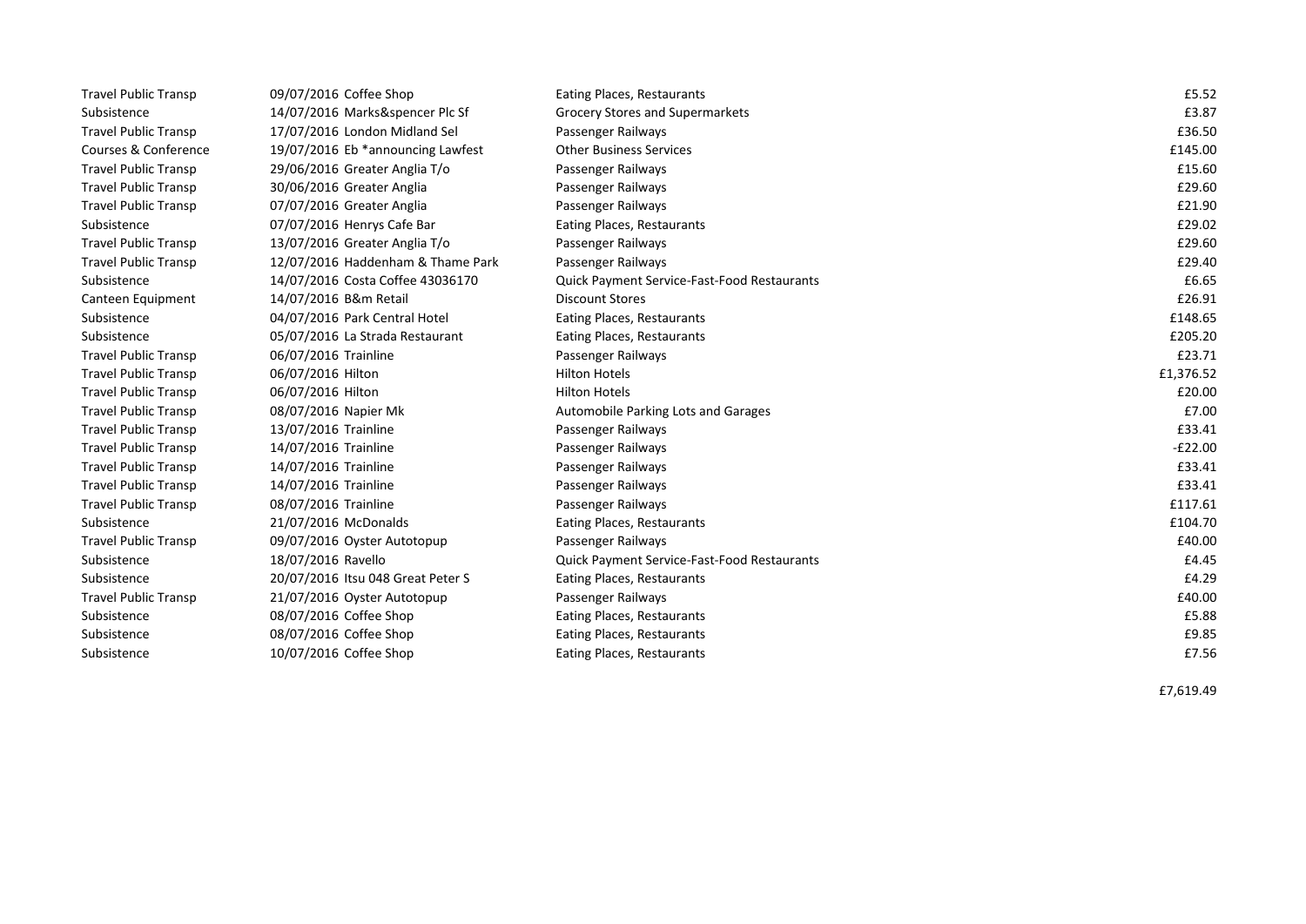| | | | | |
|---|---|---|---|---|
| Travel Public Transp | 09/07/2016 | Coffee Shop | Eating Places, Restaurants | £5.52 |
| Subsistence | 14/07/2016 | Marks&spencer Plc Sf | Grocery Stores and Supermarkets | £3.87 |
| Travel Public Transp | 17/07/2016 | London Midland Sel | Passenger Railways | £36.50 |
| Courses & Conference | 19/07/2016 | Eb *announcing Lawfest | Other Business Services | £145.00 |
| Travel Public Transp | 29/06/2016 | Greater Anglia T/o | Passenger Railways | £15.60 |
| Travel Public Transp | 30/06/2016 | Greater Anglia | Passenger Railways | £29.60 |
| Travel Public Transp | 07/07/2016 | Greater Anglia | Passenger Railways | £21.90 |
| Subsistence | 07/07/2016 | Henrys Cafe Bar | Eating Places, Restaurants | £29.02 |
| Travel Public Transp | 13/07/2016 | Greater Anglia T/o | Passenger Railways | £29.60 |
| Travel Public Transp | 12/07/2016 | Haddenham & Thame Park | Passenger Railways | £29.40 |
| Subsistence | 14/07/2016 | Costa Coffee 43036170 | Quick Payment Service-Fast-Food Restaurants | £6.65 |
| Canteen Equipment | 14/07/2016 | B&m Retail | Discount Stores | £26.91 |
| Subsistence | 04/07/2016 | Park Central Hotel | Eating Places, Restaurants | £148.65 |
| Subsistence | 05/07/2016 | La Strada Restaurant | Eating Places, Restaurants | £205.20 |
| Travel Public Transp | 06/07/2016 | Trainline | Passenger Railways | £23.71 |
| Travel Public Transp | 06/07/2016 | Hilton | Hilton Hotels | £1,376.52 |
| Travel Public Transp | 06/07/2016 | Hilton | Hilton Hotels | £20.00 |
| Travel Public Transp | 08/07/2016 | Napier Mk | Automobile Parking Lots and Garages | £7.00 |
| Travel Public Transp | 13/07/2016 | Trainline | Passenger Railways | £33.41 |
| Travel Public Transp | 14/07/2016 | Trainline | Passenger Railways | -£22.00 |
| Travel Public Transp | 14/07/2016 | Trainline | Passenger Railways | £33.41 |
| Travel Public Transp | 14/07/2016 | Trainline | Passenger Railways | £33.41 |
| Travel Public Transp | 08/07/2016 | Trainline | Passenger Railways | £117.61 |
| Subsistence | 21/07/2016 | McDonalds | Eating Places, Restaurants | £104.70 |
| Travel Public Transp | 09/07/2016 | Oyster Autotopup | Passenger Railways | £40.00 |
| Subsistence | 18/07/2016 | Ravello | Quick Payment Service-Fast-Food Restaurants | £4.45 |
| Subsistence | 20/07/2016 | Itsu 048 Great Peter S | Eating Places, Restaurants | £4.29 |
| Travel Public Transp | 21/07/2016 | Oyster Autotopup | Passenger Railways | £40.00 |
| Subsistence | 08/07/2016 | Coffee Shop | Eating Places, Restaurants | £5.88 |
| Subsistence | 08/07/2016 | Coffee Shop | Eating Places, Restaurants | £9.85 |
| Subsistence | 10/07/2016 | Coffee Shop | Eating Places, Restaurants | £7.56 |
| | | | | £7,619.49 |